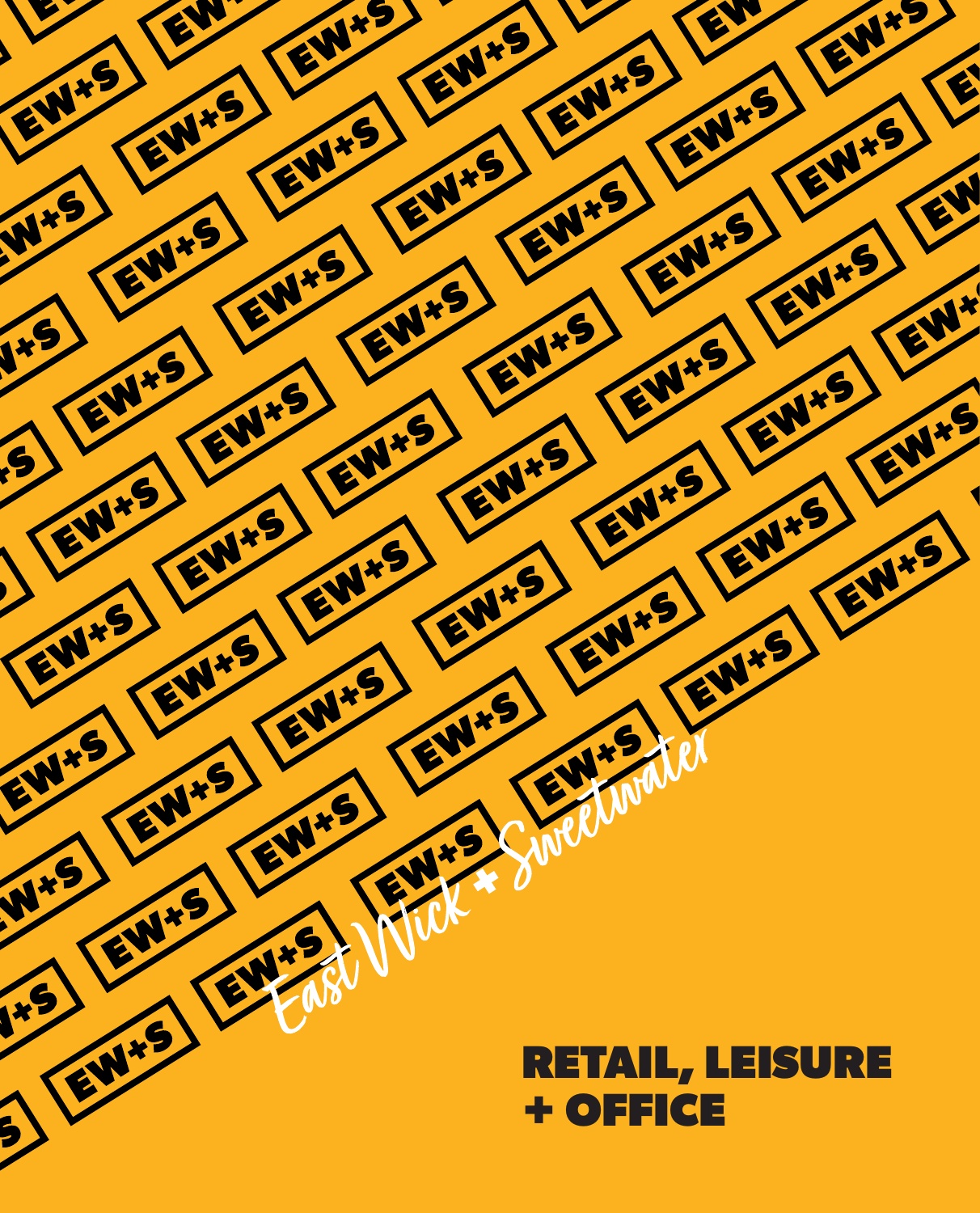East Wick + Sweetwater

# RETAIL, LEISURE + OFFICE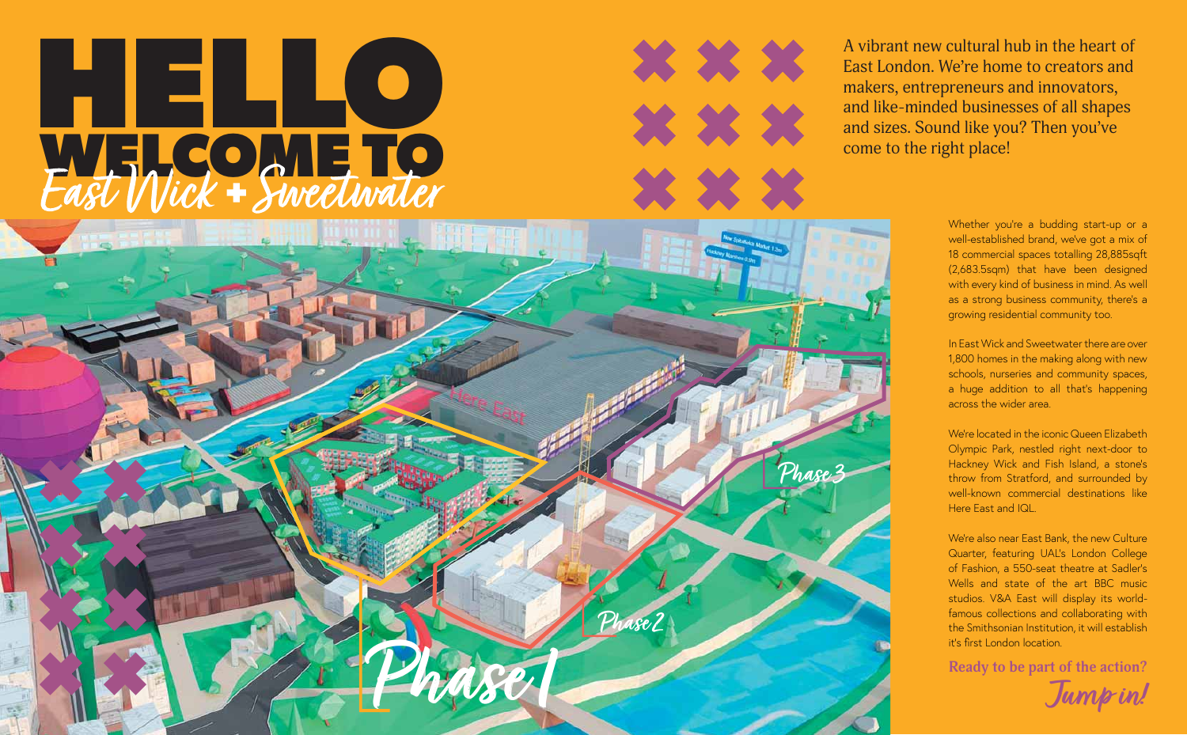# HELLO WELCOME TO

## East Wick + Sweetwater

A vibrant new cultural hub in the heart of East London. We're home to creators and makers, entrepreneurs and innovators, and like-minded businesses of all shapes and sizes. Sound like you? Then you've come to the right place!

Whether you're a budding start-up or a well-established brand, we've got a mix of 18 commercial spaces totalling 28,885sqft (2,683.5sqm) that have been designed with every kind of business in mind. As well as a strong business community, there's a growing residential community too.

In East Wick and Sweetwater there are over 1,800 homes in the making along with new schools, nurseries and community spaces, a huge addition to all that's happening across the wider area.

We're located in the iconic Queen Elizabeth Olympic Park, nestled right next-door to Hackney Wick and Fish Island, a stone's throw from Stratford, and surrounded by well-known commercial destinations like Here East and IQL.

We're also near East Bank, the new Culture Quarter, featuring UAL's London College of Fashion, a 550-seat theatre at Sadler's Wells and state of the art BBC music studios. V&A East will display its world-famous collections and collaborating with the Smithsonian Institution, it will establish it's first London location.

**Ready to be part of the action?**

*Jump in!*

Phase 1

Phase 2

Phase 3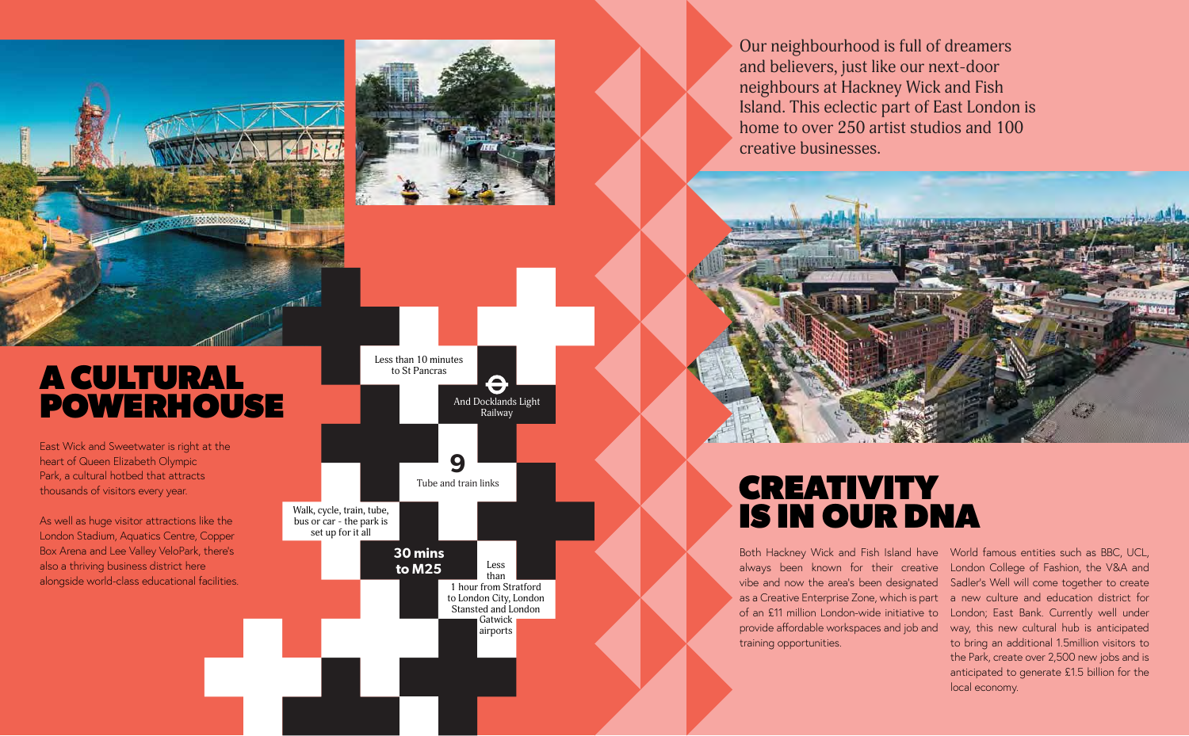# A CULTURAL POWERHOUSE

East Wick and Sweetwater is right at the heart of Queen Elizabeth Olympic Park, a cultural hotbed that attracts thousands of visitors every year.

As well as huge visitor attractions like the London Stadium, Aquatics Centre, Copper Box Arena and Lee Valley VeloPark, there's also a thriving business district here alongside world-class educational facilities.

Less than 10 minutes to St Pancras

And Docklands Light Railway

**9**

Tube and train links

Walk, cycle, train, tube, bus or car - the park is set up for it all

**30 mins to M25**

Less than 1 hour from Stratford to London City, London Stansted and London Gatwick airports

Our neighbourhood is full of dreamers and believers, just like our next-door neighbours at Hackney Wick and Fish Island. This eclectic part of East London is home to over 250 artist studios and 100 creative businesses.

# CREATIVITY IS IN OUR DNA

Both Hackney Wick and Fish Island have always been known for their creative vibe and now the area's been designated as a Creative Enterprise Zone, which is part of an £11 million London-wide initiative to provide affordable workspaces and job and training opportunities.

World famous entities such as BBC, UCL, London College of Fashion, the V&A and Sadler's Well will come together to create a new culture and education district for London; East Bank. Currently well under way, this new cultural hub is anticipated to bring an additional 1.5million visitors to the Park, create over 2,500 new jobs and is anticipated to generate £1.5 billion for the local economy.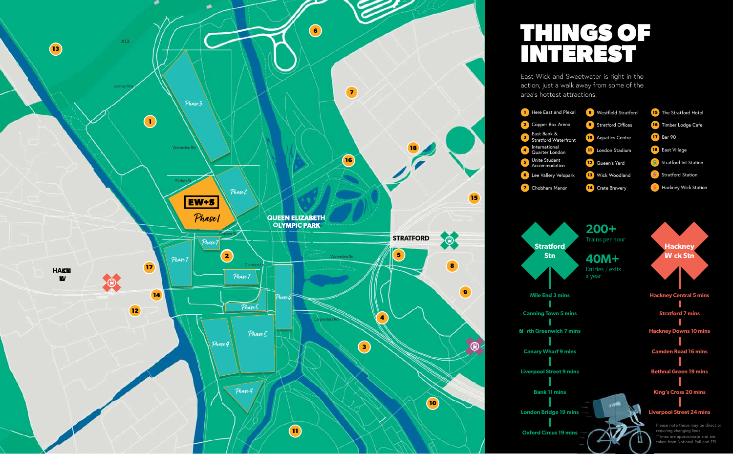# THINGS OF INTEREST

East Wick and Sweetwater is right in the action, just a walk away from some of the area's hottest attractions.

1. Here East and Plexal
2. Copper Box Arena
3. East Bank & Stratford Waterfront
4. International Quarter London
5. Unite Student Accommodation
6. Lee Valley Velopark
7. Chobham Manor
8. Westfield Stratford
9. Stratford Offices
10. Aquatics Centre
11. London Stadium
12. Queen's Yard
13. Wick Woodland
14. Crate Brewery
15. The Stratford Hotel
16. Timber Lodge Cafe
17. Bar 90
18. East Village

- Stratford Int Station
- Stratford Station
- Hackney Wick Station

## Stratford Stn

**200+** Trains per hour

**40M+** Entries / exits a year

- Mile End 3 mins
- Canning Town 5 mins
- North Greenwich 7 mins
- Canary Wharf 9 mins
- Liverpool Street 9 mins
- Bank 11 mins
- London Bridge 19 mins
- Oxford Circus 19 mins

## Hackney Wick Stn

- Hackney Central 5 mins
- Stratford 7 mins
- Hackney Downs 10 mins
- Camden Road 16 mins
- Bethnal Green 19 mins
- King's Cross 20 mins
- Liverpool Street 24 mins

Please note these may be direct or requiring changing lines.
*Times are approximate and are taken from National Rail and TFL.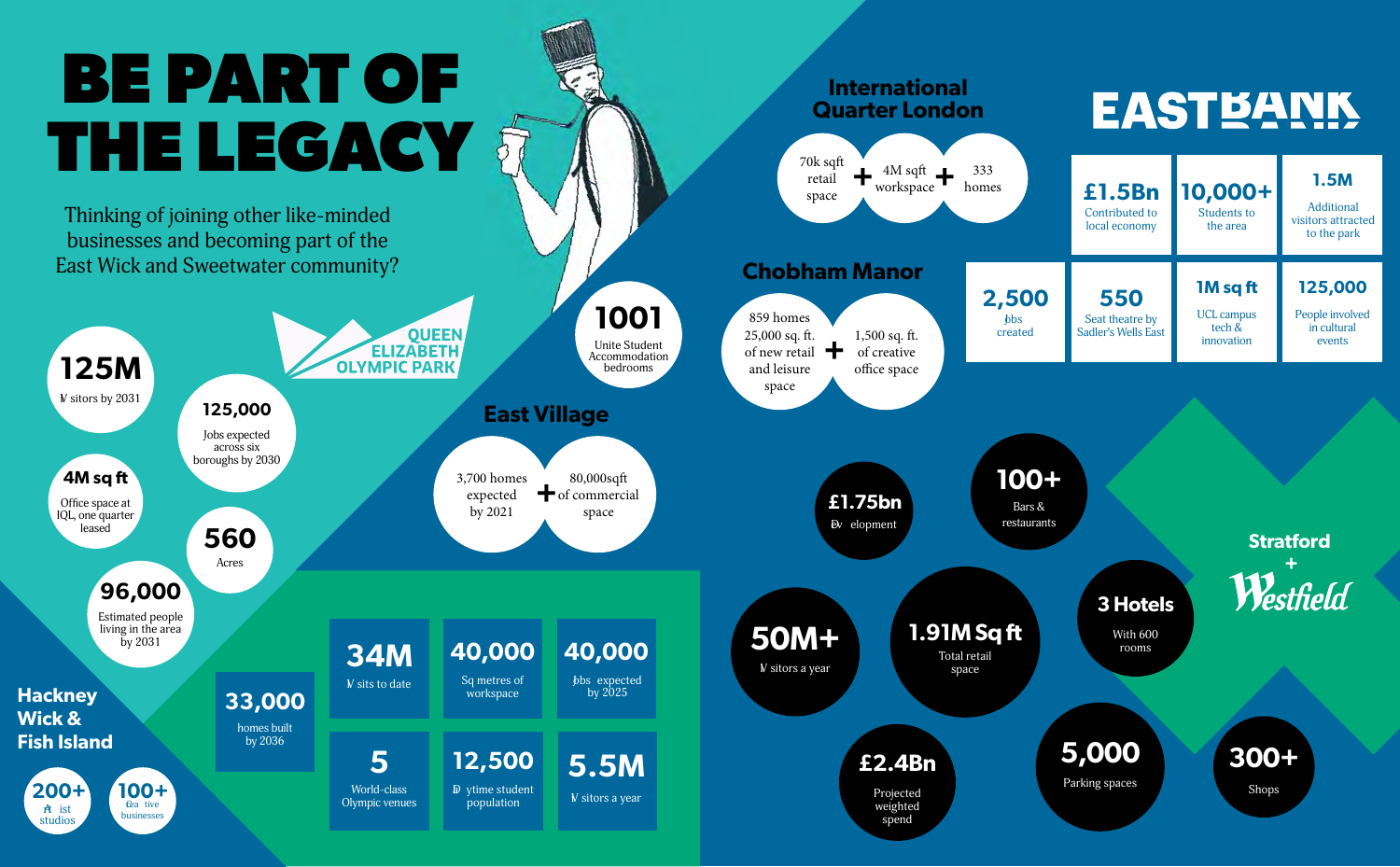# BE PART OF THE LEGACY

Thinking of joining other like-minded businesses and becoming part of the East Wick and Sweetwater community?

**QUEEN ELIZABETH OLYMPIC PARK**

**125M**
Visitors by 2031

**125,000**
Jobs expected across six boroughs by 2030

**4M sq ft**
Office space at IQL, one quarter leased

**560**
Acres

**96,000**
Estimated people living in the area by 2031

## Hackney Wick & Fish Island

**200+**
Artist studios

**100+**
Creative businesses

**33,000**
homes built by 2036

**34M**
Visits to date

**40,000**
Sq metres of workspace

**40,000**
Jobs expected by 2025

**5**
World-class Olympic venues

**12,500**
Daytime student population

**5.5M**
Visitors a year

**1001**
Unite Student Accommodation bedrooms

## East Village

3,700 homes expected by 2021 + 80,000sqft of commercial space

## International Quarter London

70k sqft retail space + 4M sq ft workspace + 333 homes

## Chobham Manor

859 homes 25,000 sq. ft. of new retail and leisure space + 1,500 sq. ft. of creative office space

## EASTBANK

**£1.5Bn**
Contributed to local economy

**10,000+**
Students to the area

**1.5M**
Additional visitors attracted to the park

**2,500**
Jobs created

**550**
Seat theatre by Sadler's Wells East

**1M sq ft**
UCL campus tech & innovation

**125,000**
People involved in cultural events

## Stratford + Westfield

**£1.75bn**
Development

**100+**
Bars & restaurants

**50M+**
Visitors a year

**1.91M Sq ft**
Total retail space

**3 Hotels**
With 600 rooms

**£2.4Bn**
Projected weighted spend

**5,000**
Parking spaces

**300+**
Shops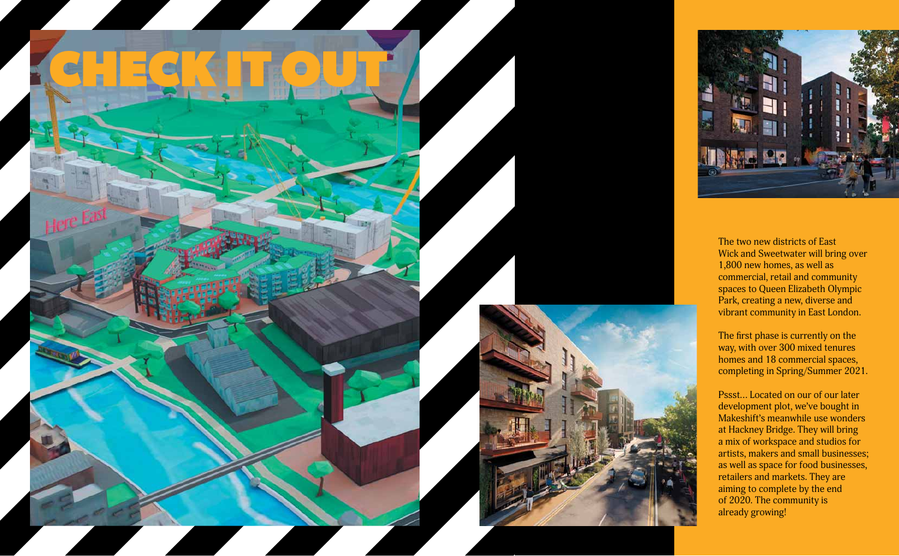# CHECK IT OUT

The two new districts of East Wick and Sweetwater will bring over 1,800 new homes, as well as commercial, retail and community spaces to Queen Elizabeth Olympic Park, creating a new, diverse and vibrant community in East London.

The first phase is currently on the way, with over 300 mixed tenures homes and 18 commercial spaces, completing in Spring/Summer 2021.

Pssst... Located on our of our later development plot, we've bought in Makeshift's meanwhile use wonders at Hackney Bridge. They will bring a mix of workspace and studios for artists, makers and small businesses; as well as space for food businesses, retailers and markets. They are aiming to complete by the end of 2020. The community is already growing!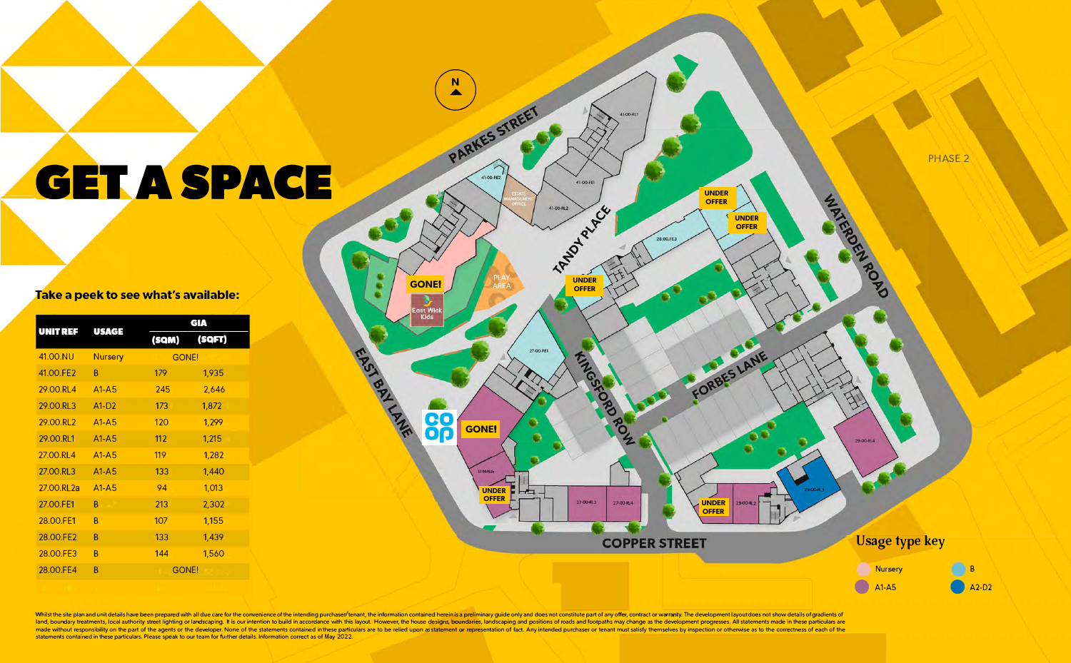# GET A SPACE

**Take a peek to see what's available:**

| UNIT REF | USAGE | GIA (SQM) | GIA (SQFT) |
|---|---|---|---|
| 41.00.NU | Nursery | GONE! | |
| 41.00.FE2 | B | 179 | 1,935 |
| 29.00.RL4 | A1-A5 | 245 | 2,646 |
| 29.00.RL3 | A1-D2 | 173 | 1,872 |
| 29.00.RL2 | A1-A5 | 120 | 1,299 |
| 29.00.RL1 | A1-A5 | 112 | 1,215 |
| 27.00.RL4 | A1-A5 | 119 | 1,282 |
| 27.00.RL3 | A1-A5 | 133 | 1,440 |
| 27.00.RL2a | A1-A5 | 94 | 1,013 |
| 27.00.FE1 | B | 213 | 2,302 |
| 28.00.FE1 | B | 107 | 1,155 |
| 28.00.FE2 | B | 133 | 1,439 |
| 28.00.FE3 | B | 144 | 1,560 |
| 28.00.FE4 | B | GONE! | |

Parkes Street, Tandy Place, Waterden Road, East Bay Lane, Kingsford Row, Forbes Lane, Copper Street

Phase 2

Play Area

GONE! – East Wick Kids

GONE! – Co-op

UNDER OFFER

Estate Management Office

**Usage type key**

- Nursery
- A1-A5
- B
- A2-D2

Whilst the site plan and unit details have been prepared with all due care for the convenience of the intending purchaser/tenant, the information contained herein is a preliminary guide only and does not constitute part of any offer, contract or warranty. The development layout does not show details of gradients of land, boundary treatments, local authority street lighting or landscaping. It is our intention to build in accordance with this layout. However, the house designs, boundaries, landscaping and positions of roads and footpaths may change as the development progresses. All statements made in these particulars are made without responsibility on the part of the agents or the developer. None of the statements contained in these particulars are to be relied upon as statement or representation of fact. Any intended purchaser or tenant must satisfy themselves by inspection or otherwise as to the correctness of each of the statements contained in these particulars. Please speak to our team for further details. Information correct as of May 2022.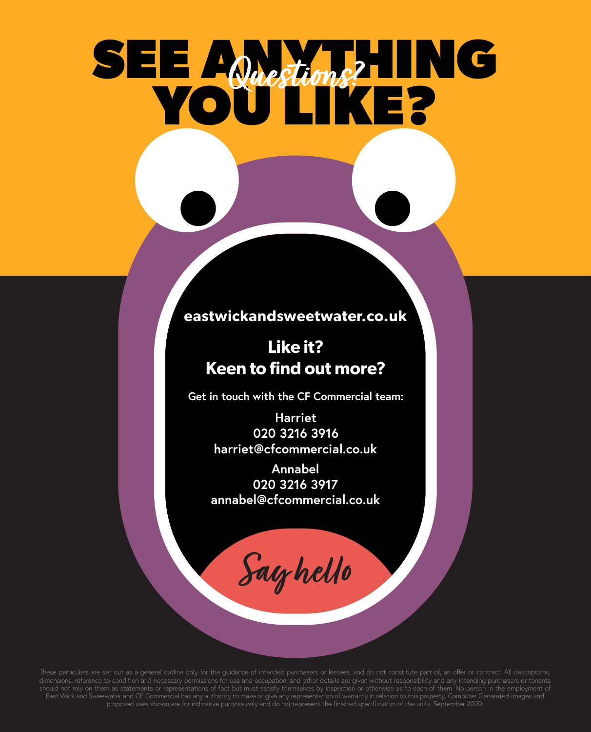# SEE ANYTHING YOU LIKE?

*Questions?*

**eastwickandsweetwater.co.uk**

## Like it?
## Keen to find out more?

**Get in touch with the CF Commercial team:**

**Harriet**
**020 3216 3916**
**harriet@cfcommercial.co.uk**

**Annabel**
**020 3216 3917**
**annabel@cfcommercial.co.uk**

*Say hello*

These particulars are set out as a general outline only for the guidance of intended purchasers or lessees, and do not constitute part of, an offer or contract. All descriptions, dimensions, reference to condition and necessary permissions for use and occupation, and other details are given without responsibility and any intending purchasers or tenants should not rely on them as statements or representations of fact but must satisfy themselves by inspection or otherwise as to each of them. No person in the employment of East Wick and Sweewater and CF Commercial has any authority to make or give any representation of warranty in relation to this property. Computer Generated Images and proposed uses shown are for indicative purpose only and do not represent the finished specifi cation of the units. September 2020.